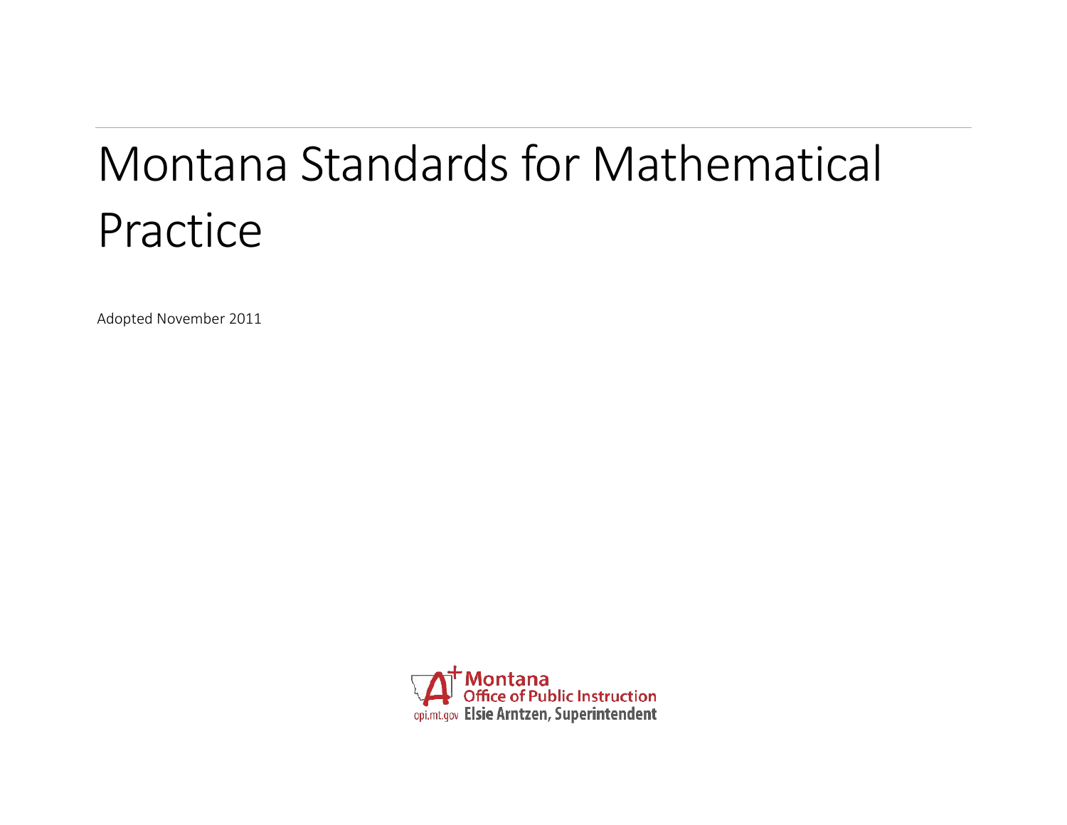# Montana Standards for Mathematical Practice

Adopted November 2011

Montana Office of Public Instruction
opi.mt.gov Elsie Arntzen, Superintendent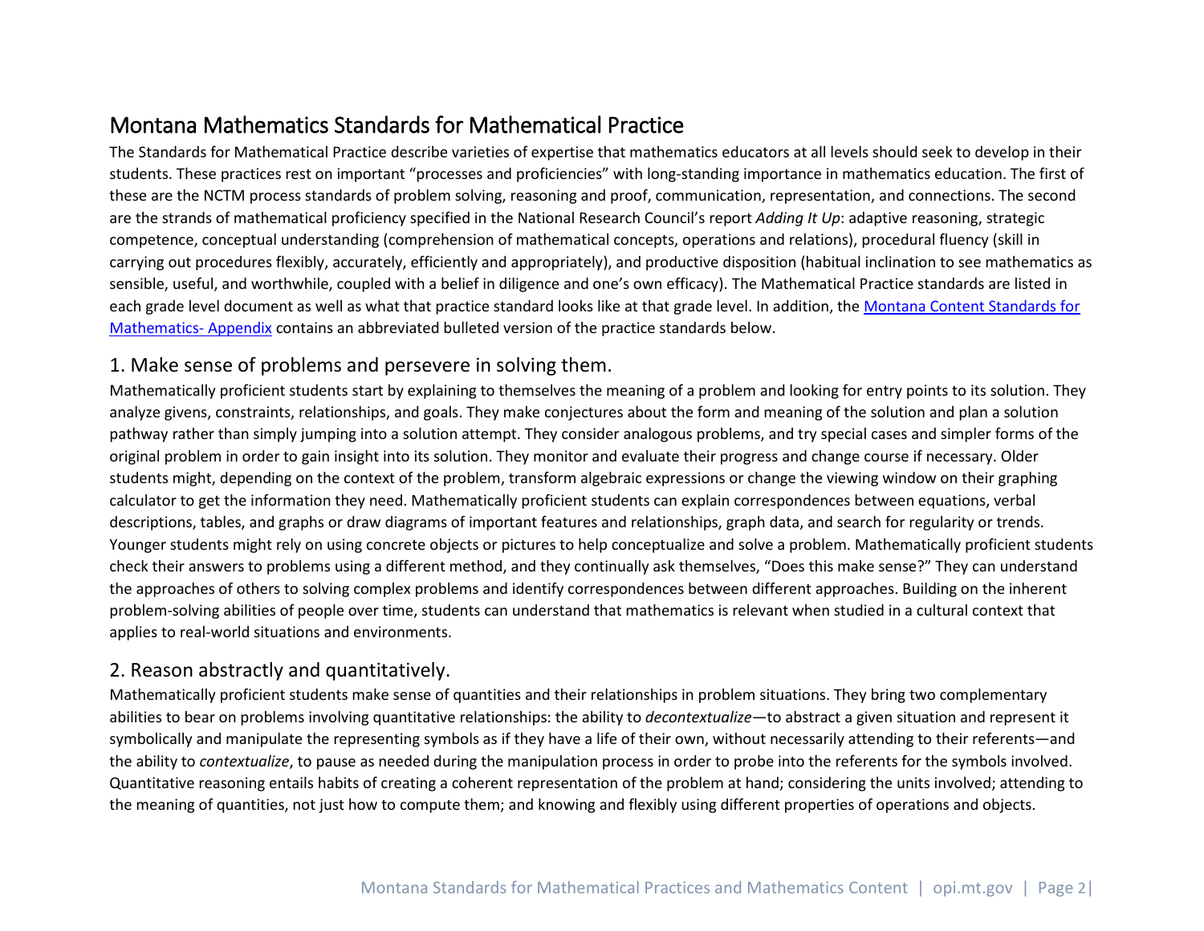# Montana Mathematics Standards for Mathematical Practice

The Standards for Mathematical Practice describe varieties of expertise that mathematics educators at all levels should seek to develop in their students. These practices rest on important "processes and proficiencies" with long-standing importance in mathematics education. The first of these are the NCTM process standards of problem solving, reasoning and proof, communication, representation, and connections. The second are the strands of mathematical proficiency specified in the National Research Council's report *Adding It Up*: adaptive reasoning, strategic competence, conceptual understanding (comprehension of mathematical concepts, operations and relations), procedural fluency (skill in carrying out procedures flexibly, accurately, efficiently and appropriately), and productive disposition (habitual inclination to see mathematics as sensible, useful, and worthwhile, coupled with a belief in diligence and one's own efficacy). The Mathematical Practice standards are listed in each grade level document as well as what that practice standard looks like at that grade level. In addition, the [Montana Content Standards for Mathematics- Appendix]() contains an abbreviated bulleted version of the practice standards below.

## 1. Make sense of problems and persevere in solving them.

Mathematically proficient students start by explaining to themselves the meaning of a problem and looking for entry points to its solution. They analyze givens, constraints, relationships, and goals. They make conjectures about the form and meaning of the solution and plan a solution pathway rather than simply jumping into a solution attempt. They consider analogous problems, and try special cases and simpler forms of the original problem in order to gain insight into its solution. They monitor and evaluate their progress and change course if necessary. Older students might, depending on the context of the problem, transform algebraic expressions or change the viewing window on their graphing calculator to get the information they need. Mathematically proficient students can explain correspondences between equations, verbal descriptions, tables, and graphs or draw diagrams of important features and relationships, graph data, and search for regularity or trends. Younger students might rely on using concrete objects or pictures to help conceptualize and solve a problem. Mathematically proficient students check their answers to problems using a different method, and they continually ask themselves, "Does this make sense?" They can understand the approaches of others to solving complex problems and identify correspondences between different approaches. Building on the inherent problem-solving abilities of people over time, students can understand that mathematics is relevant when studied in a cultural context that applies to real-world situations and environments.

## 2. Reason abstractly and quantitatively.

Mathematically proficient students make sense of quantities and their relationships in problem situations. They bring two complementary abilities to bear on problems involving quantitative relationships: the ability to *decontextualize*—to abstract a given situation and represent it symbolically and manipulate the representing symbols as if they have a life of their own, without necessarily attending to their referents—and the ability to *contextualize*, to pause as needed during the manipulation process in order to probe into the referents for the symbols involved. Quantitative reasoning entails habits of creating a coherent representation of the problem at hand; considering the units involved; attending to the meaning of quantities, not just how to compute them; and knowing and flexibly using different properties of operations and objects.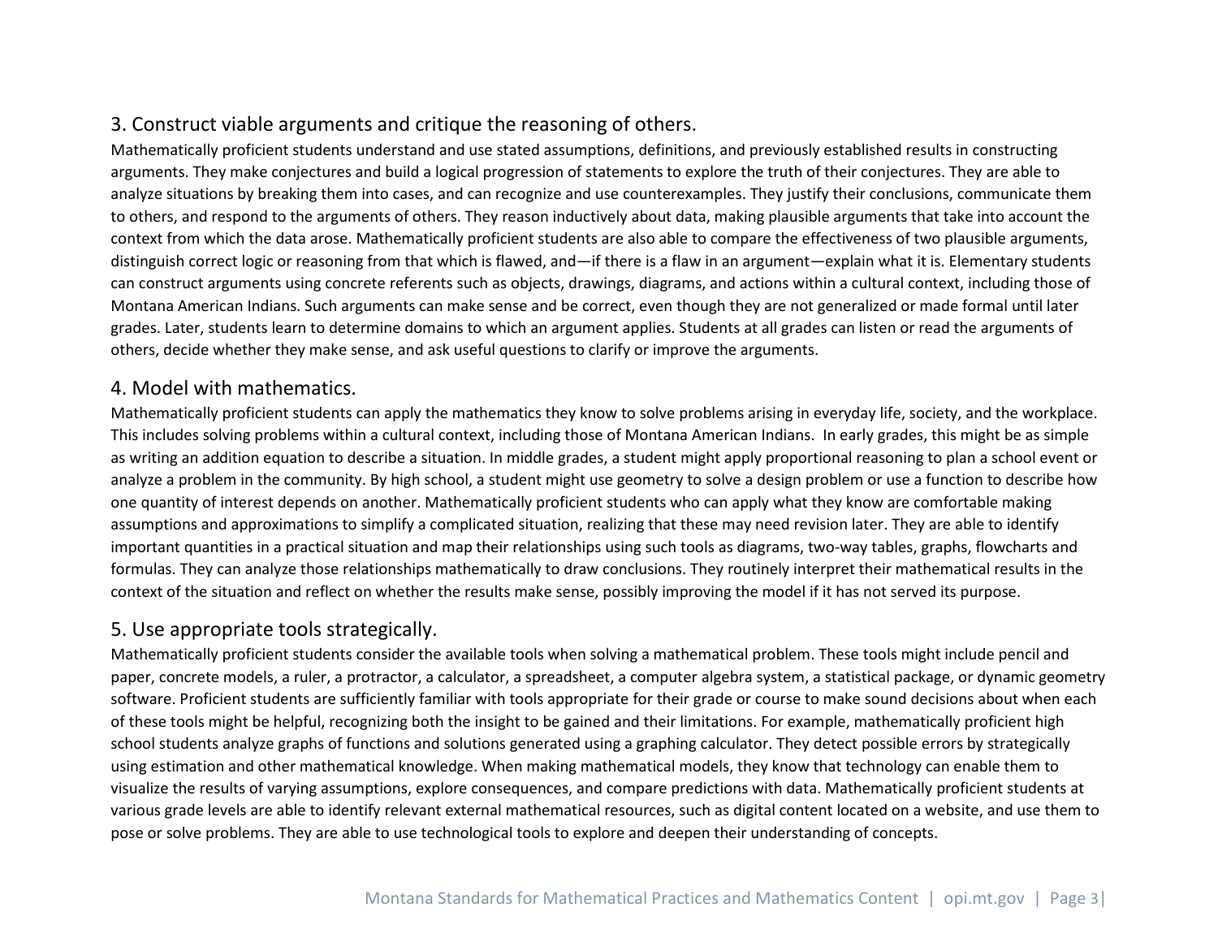### 3. Construct viable arguments and critique the reasoning of others.

Mathematically proficient students understand and use stated assumptions, definitions, and previously established results in constructing arguments. They make conjectures and build a logical progression of statements to explore the truth of their conjectures. They are able to analyze situations by breaking them into cases, and can recognize and use counterexamples. They justify their conclusions, communicate them to others, and respond to the arguments of others. They reason inductively about data, making plausible arguments that take into account the context from which the data arose. Mathematically proficient students are also able to compare the effectiveness of two plausible arguments, distinguish correct logic or reasoning from that which is flawed, and—if there is a flaw in an argument—explain what it is. Elementary students can construct arguments using concrete referents such as objects, drawings, diagrams, and actions within a cultural context, including those of Montana American Indians. Such arguments can make sense and be correct, even though they are not generalized or made formal until later grades. Later, students learn to determine domains to which an argument applies. Students at all grades can listen or read the arguments of others, decide whether they make sense, and ask useful questions to clarify or improve the arguments.

### 4. Model with mathematics.

Mathematically proficient students can apply the mathematics they know to solve problems arising in everyday life, society, and the workplace. This includes solving problems within a cultural context, including those of Montana American Indians. In early grades, this might be as simple as writing an addition equation to describe a situation. In middle grades, a student might apply proportional reasoning to plan a school event or analyze a problem in the community. By high school, a student might use geometry to solve a design problem or use a function to describe how one quantity of interest depends on another. Mathematically proficient students who can apply what they know are comfortable making assumptions and approximations to simplify a complicated situation, realizing that these may need revision later. They are able to identify important quantities in a practical situation and map their relationships using such tools as diagrams, two-way tables, graphs, flowcharts and formulas. They can analyze those relationships mathematically to draw conclusions. They routinely interpret their mathematical results in the context of the situation and reflect on whether the results make sense, possibly improving the model if it has not served its purpose.

### 5. Use appropriate tools strategically.

Mathematically proficient students consider the available tools when solving a mathematical problem. These tools might include pencil and paper, concrete models, a ruler, a protractor, a calculator, a spreadsheet, a computer algebra system, a statistical package, or dynamic geometry software. Proficient students are sufficiently familiar with tools appropriate for their grade or course to make sound decisions about when each of these tools might be helpful, recognizing both the insight to be gained and their limitations. For example, mathematically proficient high school students analyze graphs of functions and solutions generated using a graphing calculator. They detect possible errors by strategically using estimation and other mathematical knowledge. When making mathematical models, they know that technology can enable them to visualize the results of varying assumptions, explore consequences, and compare predictions with data. Mathematically proficient students at various grade levels are able to identify relevant external mathematical resources, such as digital content located on a website, and use them to pose or solve problems. They are able to use technological tools to explore and deepen their understanding of concepts.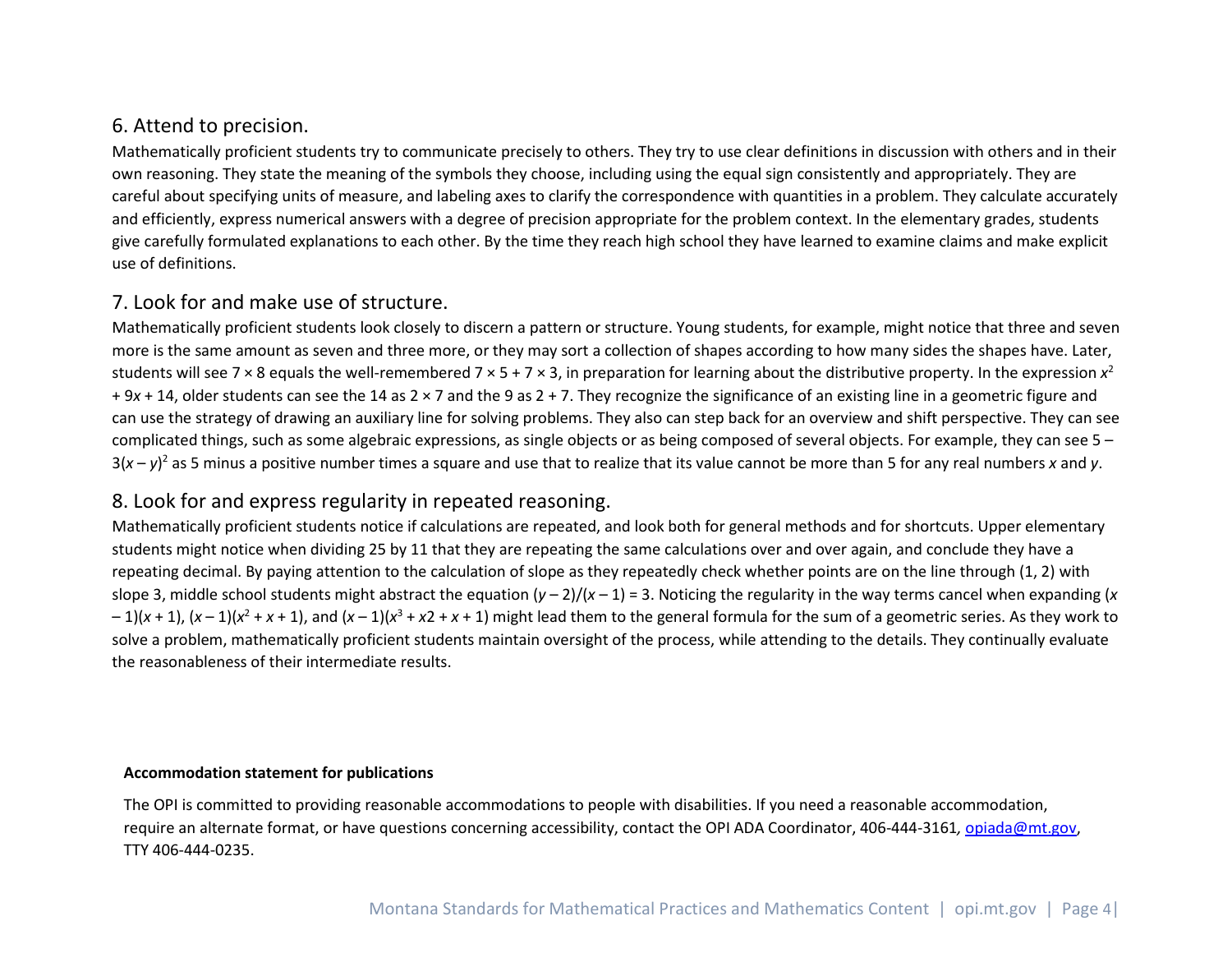## 6. Attend to precision.

Mathematically proficient students try to communicate precisely to others. They try to use clear definitions in discussion with others and in their own reasoning. They state the meaning of the symbols they choose, including using the equal sign consistently and appropriately. They are careful about specifying units of measure, and labeling axes to clarify the correspondence with quantities in a problem. They calculate accurately and efficiently, express numerical answers with a degree of precision appropriate for the problem context. In the elementary grades, students give carefully formulated explanations to each other. By the time they reach high school they have learned to examine claims and make explicit use of definitions.

## 7. Look for and make use of structure.

Mathematically proficient students look closely to discern a pattern or structure. Young students, for example, might notice that three and seven more is the same amount as seven and three more, or they may sort a collection of shapes according to how many sides the shapes have. Later, students will see $7 \times 8$ equals the well-remembered $7 \times 5 + 7 \times 3$, in preparation for learning about the distributive property. In the expression $x^2 + 9x + 14$, older students can see the 14 as $2 \times 7$ and the 9 as $2 + 7$. They recognize the significance of an existing line in a geometric figure and can use the strategy of drawing an auxiliary line for solving problems. They also can step back for an overview and shift perspective. They can see complicated things, such as some algebraic expressions, as single objects or as being composed of several objects. For example, they can see $5 - 3(x - y)^2$ as 5 minus a positive number times a square and use that to realize that its value cannot be more than 5 for any real numbers $x$ and $y$.

## 8. Look for and express regularity in repeated reasoning.

Mathematically proficient students notice if calculations are repeated, and look both for general methods and for shortcuts. Upper elementary students might notice when dividing 25 by 11 that they are repeating the same calculations over and over again, and conclude they have a repeating decimal. By paying attention to the calculation of slope as they repeatedly check whether points are on the line through (1, 2) with slope 3, middle school students might abstract the equation $(y - 2)/(x - 1) = 3$. Noticing the regularity in the way terms cancel when expanding $(x - 1)(x + 1)$, $(x - 1)(x^2 + x + 1)$, and $(x - 1)(x^3 + x2 + x + 1)$ might lead them to the general formula for the sum of a geometric series. As they work to solve a problem, mathematically proficient students maintain oversight of the process, while attending to the details. They continually evaluate the reasonableness of their intermediate results.

**Accommodation statement for publications**

The OPI is committed to providing reasonable accommodations to people with disabilities. If you need a reasonable accommodation, require an alternate format, or have questions concerning accessibility, contact the OPI ADA Coordinator, 406-444-3161, [opiada@mt.gov](mailto:opiada@mt.gov), TTY 406-444-0235.